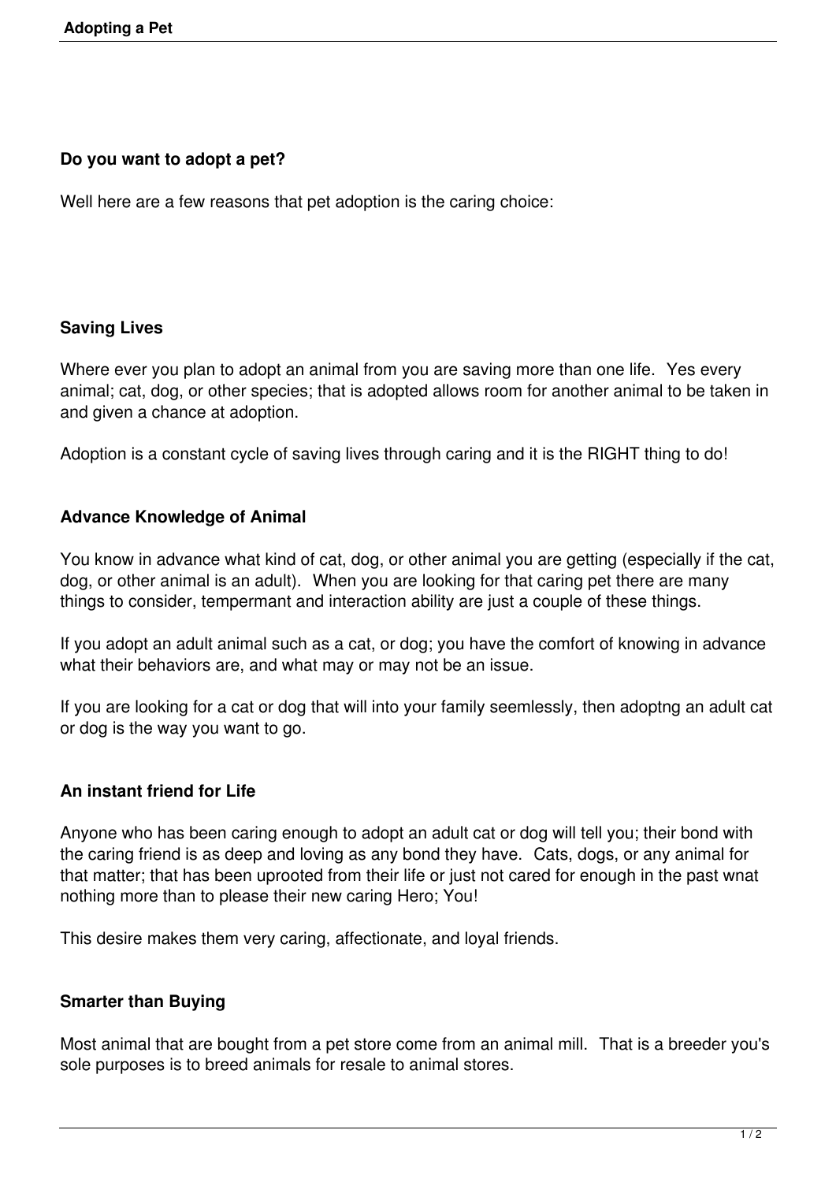**Do you want to adopt a pet?**

Well here are a few reasons that pet adoption is the caring choice:

**Saving Lives**

Where ever you plan to adopt an animal from you are saving more than one life. Yes every animal; cat, dog, or other species; that is adopted allows room for another animal to be taken in and given a chance at adoption.

Adoption is a constant cycle of saving lives through caring and it is the RIGHT thing to do!

**Advance Knowledge of Animal**

You know in advance what kind of cat, dog, or other animal you are getting (especially if the cat, dog, or other animal is an adult). When you are looking for that caring pet there are many things to consider, tempermant and interaction ability are just a couple of these things.

If you adopt an adult animal such as a cat, or dog; you have the comfort of knowing in advance what their behaviors are, and what may or may not be an issue.

If you are looking for a cat or dog that will into your family seemlessly, then adoptng an adult cat or dog is the way you want to go.

**An instant friend for Life**

Anyone who has been caring enough to adopt an adult cat or dog will tell you; their bond with the caring friend is as deep and loving as any bond they have. Cats, dogs, or any animal for that matter; that has been uprooted from their life or just not cared for enough in the past wnat nothing more than to please their new caring Hero; You!

This desire makes them very caring, affectionate, and loyal friends.

**Smarter than Buying**

Most animal that are bought from a pet store come from an animal mill. That is a breeder you's sole purposes is to breed animals for resale to animal stores.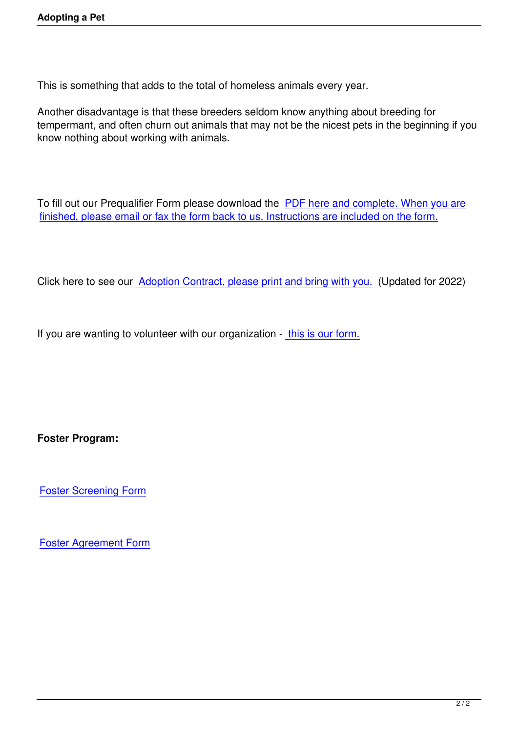This is something that adds to the total of homeless animals every year.

Another disadvantage is that these breeders seldom know anything about breeding for tempermant, and often churn out animals that may not be the nicest pets in the beginning if you know nothing about working with animals.

To fill out our Prequalifier Form please download the PDF here and complete. When you are finished, please email or fax the form back to us. Instructions are included on the form.

Click here to see our Adoption Contract, please print and bring with you. (Updated for 2022)

If you are wanting to volunteer with our organization - this is our form.

**Foster Program:**

Foster Screening Form

Foster Agreement Form